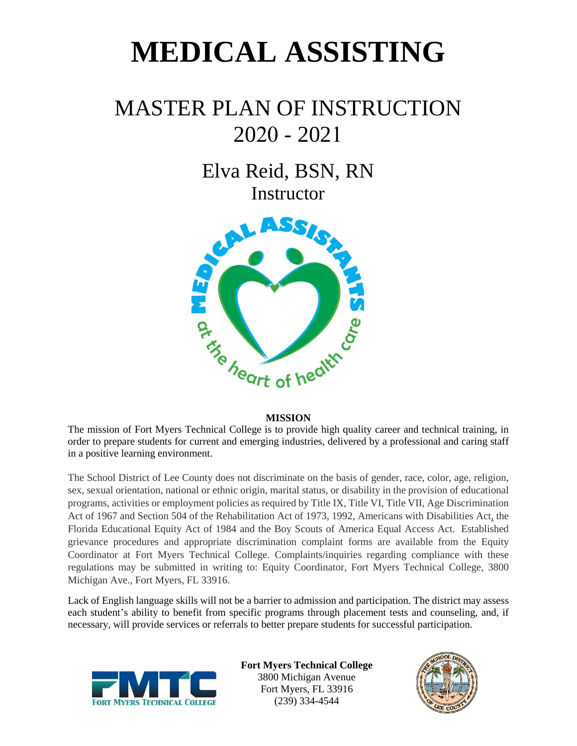# MEDICAL ASSISTING

## MASTER PLAN OF INSTRUCTION
## 2020 - 2021

Elva Reid, BSN, RN
Instructor

**MISSION**

The mission of Fort Myers Technical College is to provide high quality career and technical training, in order to prepare students for current and emerging industries, delivered by a professional and caring staff in a positive learning environment.

The School District of Lee County does not discriminate on the basis of gender, race, color, age, religion, sex, sexual orientation, national or ethnic origin, marital status, or disability in the provision of educational programs, activities or employment policies as required by Title IX, Title VI, Title VII, Age Discrimination Act of 1967 and Section 504 of the Rehabilitation Act of 1973, 1992, Americans with Disabilities Act, the Florida Educational Equity Act of 1984 and the Boy Scouts of America Equal Access Act. Established grievance procedures and appropriate discrimination complaint forms are available from the Equity Coordinator at Fort Myers Technical College. Complaints/inquiries regarding compliance with these regulations may be submitted in writing to: Equity Coordinator, Fort Myers Technical College, 3800 Michigan Ave., Fort Myers, FL 33916.

Lack of English language skills will not be a barrier to admission and participation. The district may assess each student's ability to benefit from specific programs through placement tests and counseling, and, if necessary, will provide services or referrals to better prepare students for successful participation.

**Fort Myers Technical College**
3800 Michigan Avenue
Fort Myers, FL 33916
(239) 334-4544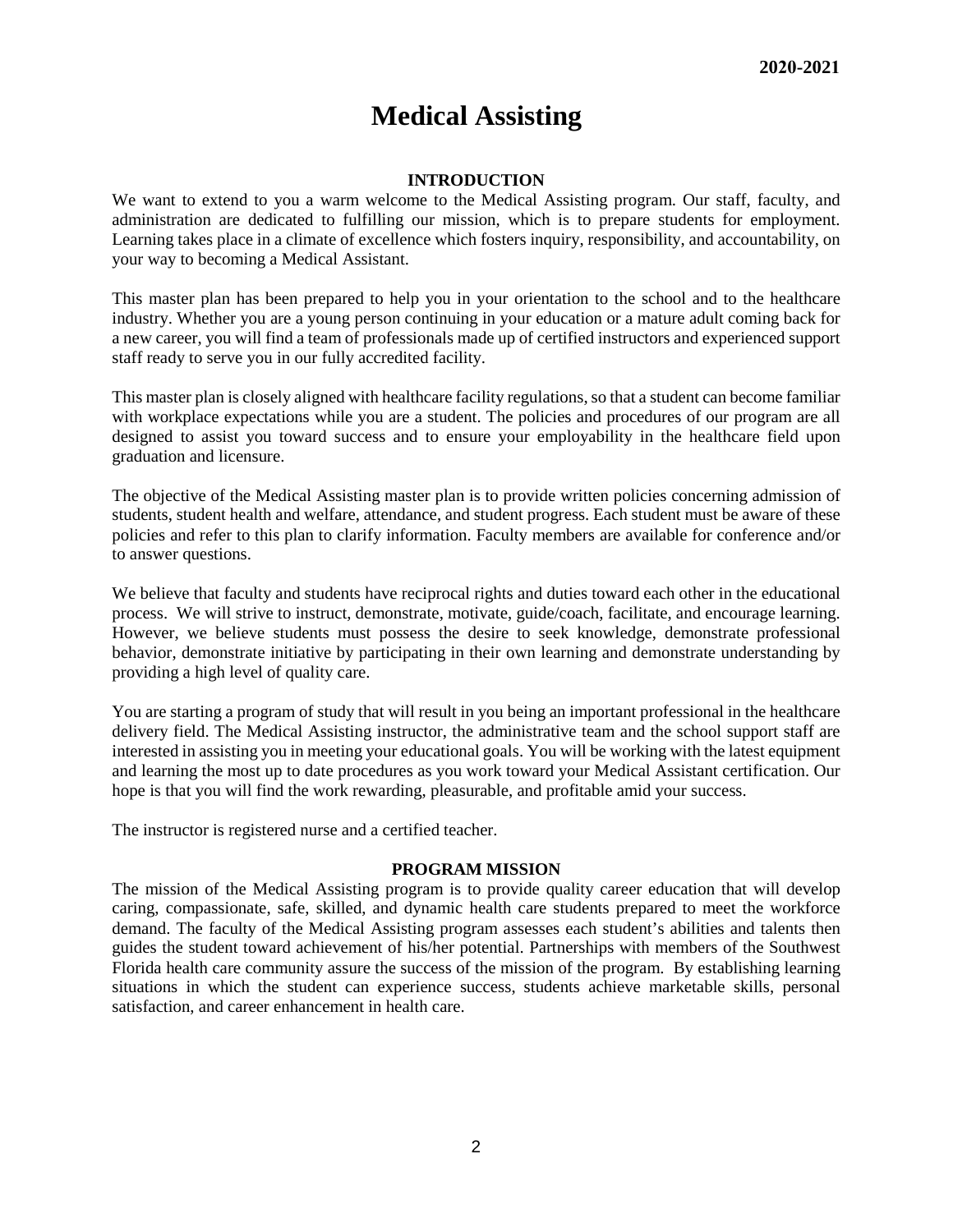**2020-2021**

# Medical Assisting

## INTRODUCTION

We want to extend to you a warm welcome to the Medical Assisting program. Our staff, faculty, and administration are dedicated to fulfilling our mission, which is to prepare students for employment. Learning takes place in a climate of excellence which fosters inquiry, responsibility, and accountability, on your way to becoming a Medical Assistant.

This master plan has been prepared to help you in your orientation to the school and to the healthcare industry. Whether you are a young person continuing in your education or a mature adult coming back for a new career, you will find a team of professionals made up of certified instructors and experienced support staff ready to serve you in our fully accredited facility.

This master plan is closely aligned with healthcare facility regulations, so that a student can become familiar with workplace expectations while you are a student. The policies and procedures of our program are all designed to assist you toward success and to ensure your employability in the healthcare field upon graduation and licensure.

The objective of the Medical Assisting master plan is to provide written policies concerning admission of students, student health and welfare, attendance, and student progress. Each student must be aware of these policies and refer to this plan to clarify information. Faculty members are available for conference and/or to answer questions.

We believe that faculty and students have reciprocal rights and duties toward each other in the educational process. We will strive to instruct, demonstrate, motivate, guide/coach, facilitate, and encourage learning. However, we believe students must possess the desire to seek knowledge, demonstrate professional behavior, demonstrate initiative by participating in their own learning and demonstrate understanding by providing a high level of quality care.

You are starting a program of study that will result in you being an important professional in the healthcare delivery field. The Medical Assisting instructor, the administrative team and the school support staff are interested in assisting you in meeting your educational goals. You will be working with the latest equipment and learning the most up to date procedures as you work toward your Medical Assistant certification. Our hope is that you will find the work rewarding, pleasurable, and profitable amid your success.

The instructor is registered nurse and a certified teacher.

## PROGRAM MISSION

The mission of the Medical Assisting program is to provide quality career education that will develop caring, compassionate, safe, skilled, and dynamic health care students prepared to meet the workforce demand. The faculty of the Medical Assisting program assesses each student's abilities and talents then guides the student toward achievement of his/her potential. Partnerships with members of the Southwest Florida health care community assure the success of the mission of the program. By establishing learning situations in which the student can experience success, students achieve marketable skills, personal satisfaction, and career enhancement in health care.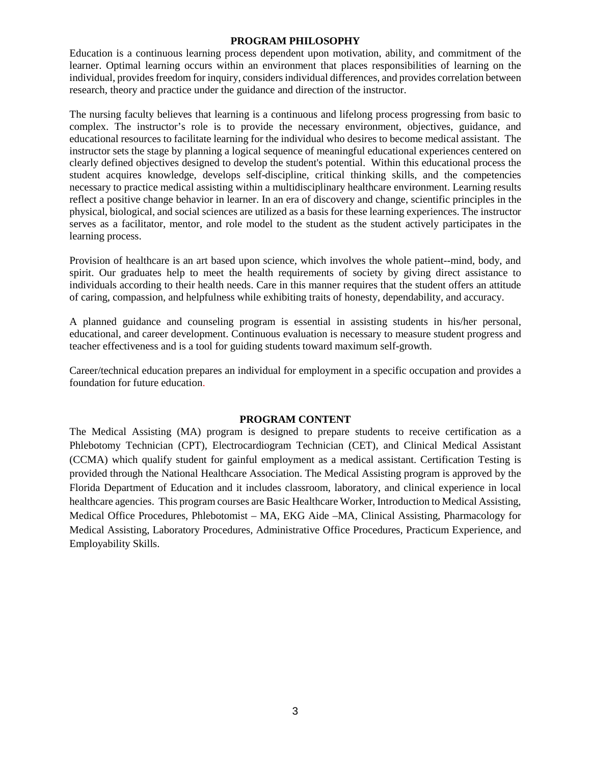## PROGRAM PHILOSOPHY

Education is a continuous learning process dependent upon motivation, ability, and commitment of the learner. Optimal learning occurs within an environment that places responsibilities of learning on the individual, provides freedom for inquiry, considers individual differences, and provides correlation between research, theory and practice under the guidance and direction of the instructor.

The nursing faculty believes that learning is a continuous and lifelong process progressing from basic to complex. The instructor's role is to provide the necessary environment, objectives, guidance, and educational resources to facilitate learning for the individual who desires to become medical assistant. The instructor sets the stage by planning a logical sequence of meaningful educational experiences centered on clearly defined objectives designed to develop the student's potential. Within this educational process the student acquires knowledge, develops self-discipline, critical thinking skills, and the competencies necessary to practice medical assisting within a multidisciplinary healthcare environment. Learning results reflect a positive change behavior in learner. In an era of discovery and change, scientific principles in the physical, biological, and social sciences are utilized as a basis for these learning experiences. The instructor serves as a facilitator, mentor, and role model to the student as the student actively participates in the learning process.

Provision of healthcare is an art based upon science, which involves the whole patient--mind, body, and spirit. Our graduates help to meet the health requirements of society by giving direct assistance to individuals according to their health needs. Care in this manner requires that the student offers an attitude of caring, compassion, and helpfulness while exhibiting traits of honesty, dependability, and accuracy.

A planned guidance and counseling program is essential in assisting students in his/her personal, educational, and career development. Continuous evaluation is necessary to measure student progress and teacher effectiveness and is a tool for guiding students toward maximum self-growth.

Career/technical education prepares an individual for employment in a specific occupation and provides a foundation for future education.

## PROGRAM CONTENT

The Medical Assisting (MA) program is designed to prepare students to receive certification as a Phlebotomy Technician (CPT), Electrocardiogram Technician (CET), and Clinical Medical Assistant (CCMA) which qualify student for gainful employment as a medical assistant. Certification Testing is provided through the National Healthcare Association. The Medical Assisting program is approved by the Florida Department of Education and it includes classroom, laboratory, and clinical experience in local healthcare agencies. This program courses are Basic Healthcare Worker, Introduction to Medical Assisting, Medical Office Procedures, Phlebotomist – MA, EKG Aide –MA, Clinical Assisting, Pharmacology for Medical Assisting, Laboratory Procedures, Administrative Office Procedures, Practicum Experience, and Employability Skills.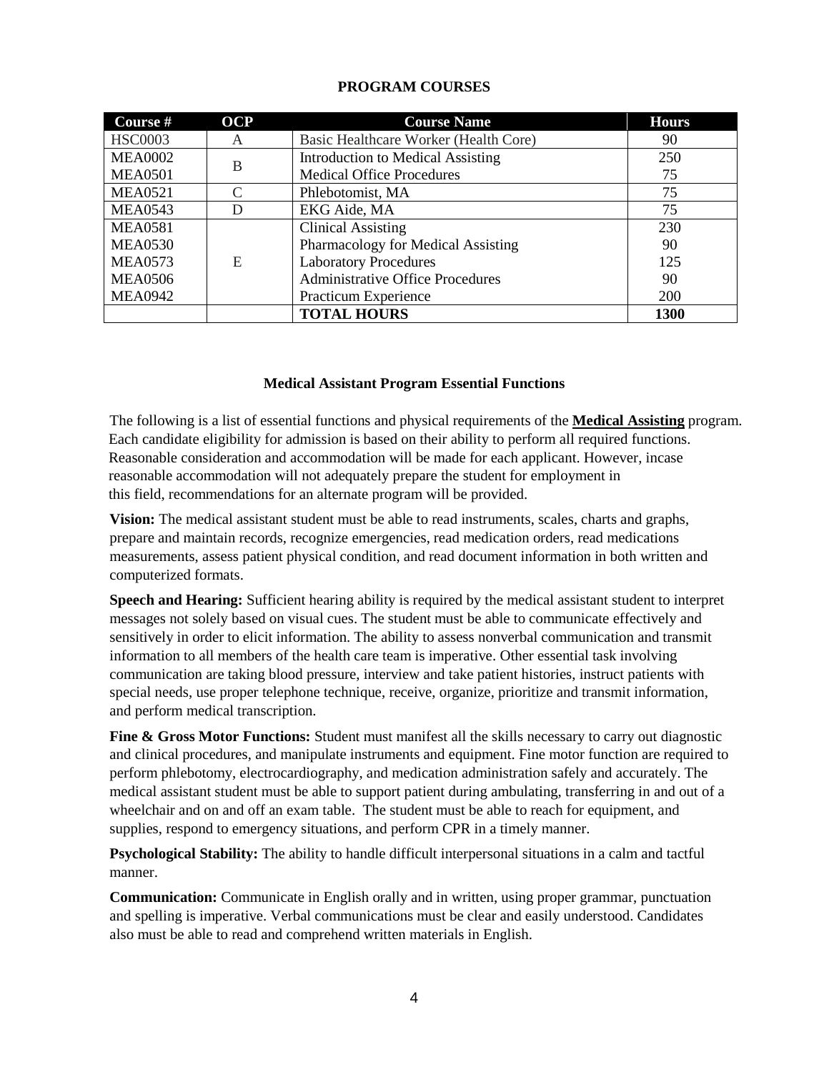## PROGRAM COURSES

| Course # | OCP | Course Name | Hours |
|---|---|---|---|
| HSC0003 | A | Basic Healthcare Worker (Health Core) | 90 |
| MEA0002 | B | Introduction to Medical Assisting | 250 |
| MEA0501 | | Medical Office Procedures | 75 |
| MEA0521 | C | Phlebotomist, MA | 75 |
| MEA0543 | D | EKG Aide, MA | 75 |
| MEA0581 | E | Clinical Assisting | 230 |
| MEA0530 | | Pharmacology for Medical Assisting | 90 |
| MEA0573 | | Laboratory Procedures | 125 |
| MEA0506 | | Administrative Office Procedures | 90 |
| MEA0942 | | Practicum Experience | 200 |
| | | **TOTAL HOURS** | **1300** |

### Medical Assistant Program Essential Functions

The following is a list of essential functions and physical requirements of the **Medical Assisting** program. Each candidate eligibility for admission is based on their ability to perform all required functions. Reasonable consideration and accommodation will be made for each applicant. However, incase reasonable accommodation will not adequately prepare the student for employment in this field, recommendations for an alternate program will be provided.

**Vision:** The medical assistant student must be able to read instruments, scales, charts and graphs, prepare and maintain records, recognize emergencies, read medication orders, read medications measurements, assess patient physical condition, and read document information in both written and computerized formats.

**Speech and Hearing:** Sufficient hearing ability is required by the medical assistant student to interpret messages not solely based on visual cues. The student must be able to communicate effectively and sensitively in order to elicit information. The ability to assess nonverbal communication and transmit information to all members of the health care team is imperative. Other essential task involving communication are taking blood pressure, interview and take patient histories, instruct patients with special needs, use proper telephone technique, receive, organize, prioritize and transmit information, and perform medical transcription.

**Fine & Gross Motor Functions:** Student must manifest all the skills necessary to carry out diagnostic and clinical procedures, and manipulate instruments and equipment. Fine motor function are required to perform phlebotomy, electrocardiography, and medication administration safely and accurately. The medical assistant student must be able to support patient during ambulating, transferring in and out of a wheelchair and on and off an exam table. The student must be able to reach for equipment, and supplies, respond to emergency situations, and perform CPR in a timely manner.

**Psychological Stability:** The ability to handle difficult interpersonal situations in a calm and tactful manner.

**Communication:** Communicate in English orally and in written, using proper grammar, punctuation and spelling is imperative. Verbal communications must be clear and easily understood. Candidates also must be able to read and comprehend written materials in English.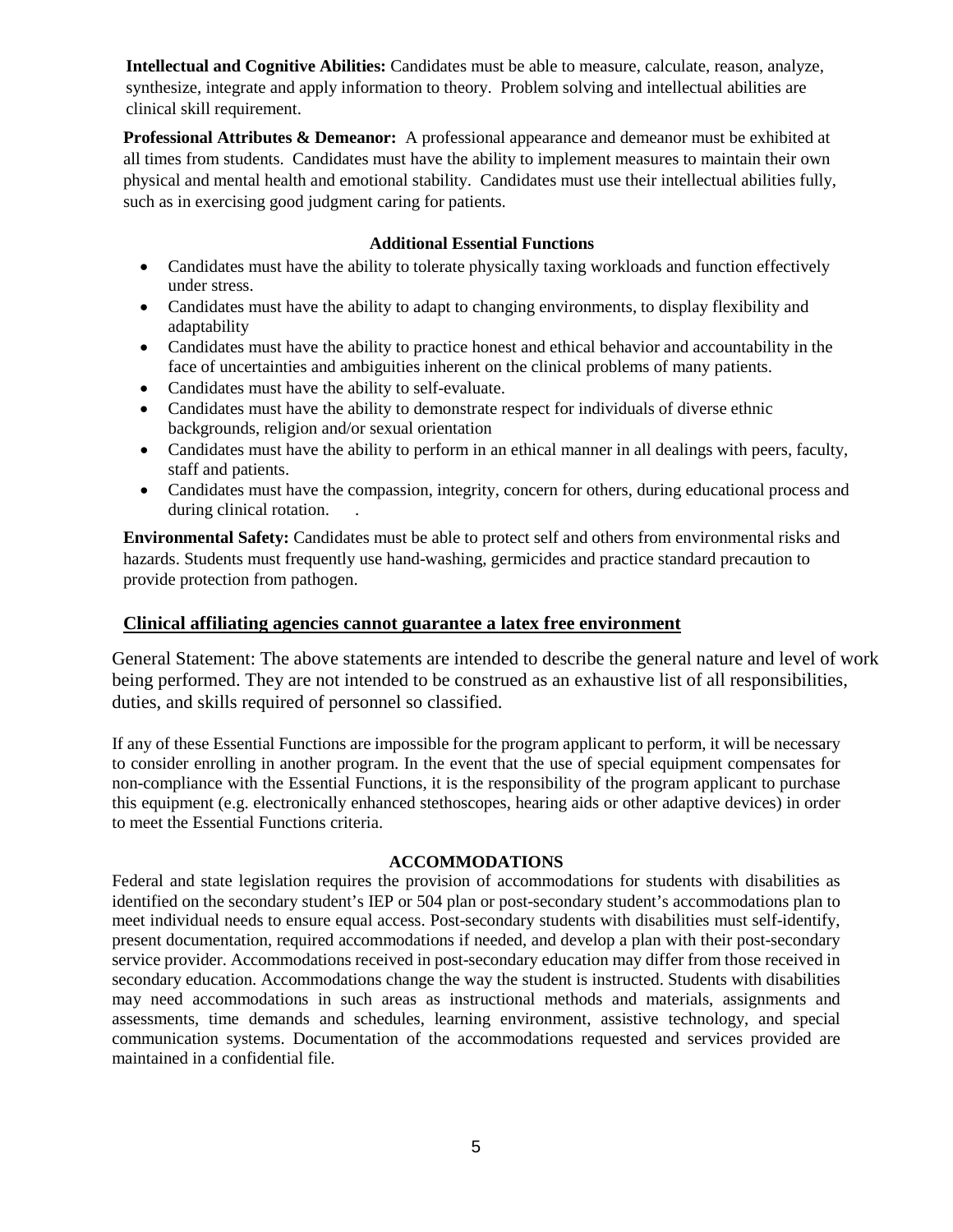**Intellectual and Cognitive Abilities:** Candidates must be able to measure, calculate, reason, analyze, synthesize, integrate and apply information to theory. Problem solving and intellectual abilities are clinical skill requirement.

**Professional Attributes & Demeanor:** A professional appearance and demeanor must be exhibited at all times from students. Candidates must have the ability to implement measures to maintain their own physical and mental health and emotional stability. Candidates must use their intellectual abilities fully, such as in exercising good judgment caring for patients.

**Additional Essential Functions**

- Candidates must have the ability to tolerate physically taxing workloads and function effectively under stress.
- Candidates must have the ability to adapt to changing environments, to display flexibility and adaptability
- Candidates must have the ability to practice honest and ethical behavior and accountability in the face of uncertainties and ambiguities inherent on the clinical problems of many patients.
- Candidates must have the ability to self-evaluate.
- Candidates must have the ability to demonstrate respect for individuals of diverse ethnic backgrounds, religion and/or sexual orientation
- Candidates must have the ability to perform in an ethical manner in all dealings with peers, faculty, staff and patients.
- Candidates must have the compassion, integrity, concern for others, during educational process and during clinical rotation.

**Environmental Safety:** Candidates must be able to protect self and others from environmental risks and hazards. Students must frequently use hand-washing, germicides and practice standard precaution to provide protection from pathogen.

**Clinical affiliating agencies cannot guarantee a latex free environment**

General Statement: The above statements are intended to describe the general nature and level of work being performed. They are not intended to be construed as an exhaustive list of all responsibilities, duties, and skills required of personnel so classified.

If any of these Essential Functions are impossible for the program applicant to perform, it will be necessary to consider enrolling in another program. In the event that the use of special equipment compensates for non-compliance with the Essential Functions, it is the responsibility of the program applicant to purchase this equipment (e.g. electronically enhanced stethoscopes, hearing aids or other adaptive devices) in order to meet the Essential Functions criteria.

**ACCOMMODATIONS**

Federal and state legislation requires the provision of accommodations for students with disabilities as identified on the secondary student's IEP or 504 plan or post-secondary student's accommodations plan to meet individual needs to ensure equal access. Post-secondary students with disabilities must self-identify, present documentation, required accommodations if needed, and develop a plan with their post-secondary service provider. Accommodations received in post-secondary education may differ from those received in secondary education. Accommodations change the way the student is instructed. Students with disabilities may need accommodations in such areas as instructional methods and materials, assignments and assessments, time demands and schedules, learning environment, assistive technology, and special communication systems. Documentation of the accommodations requested and services provided are maintained in a confidential file.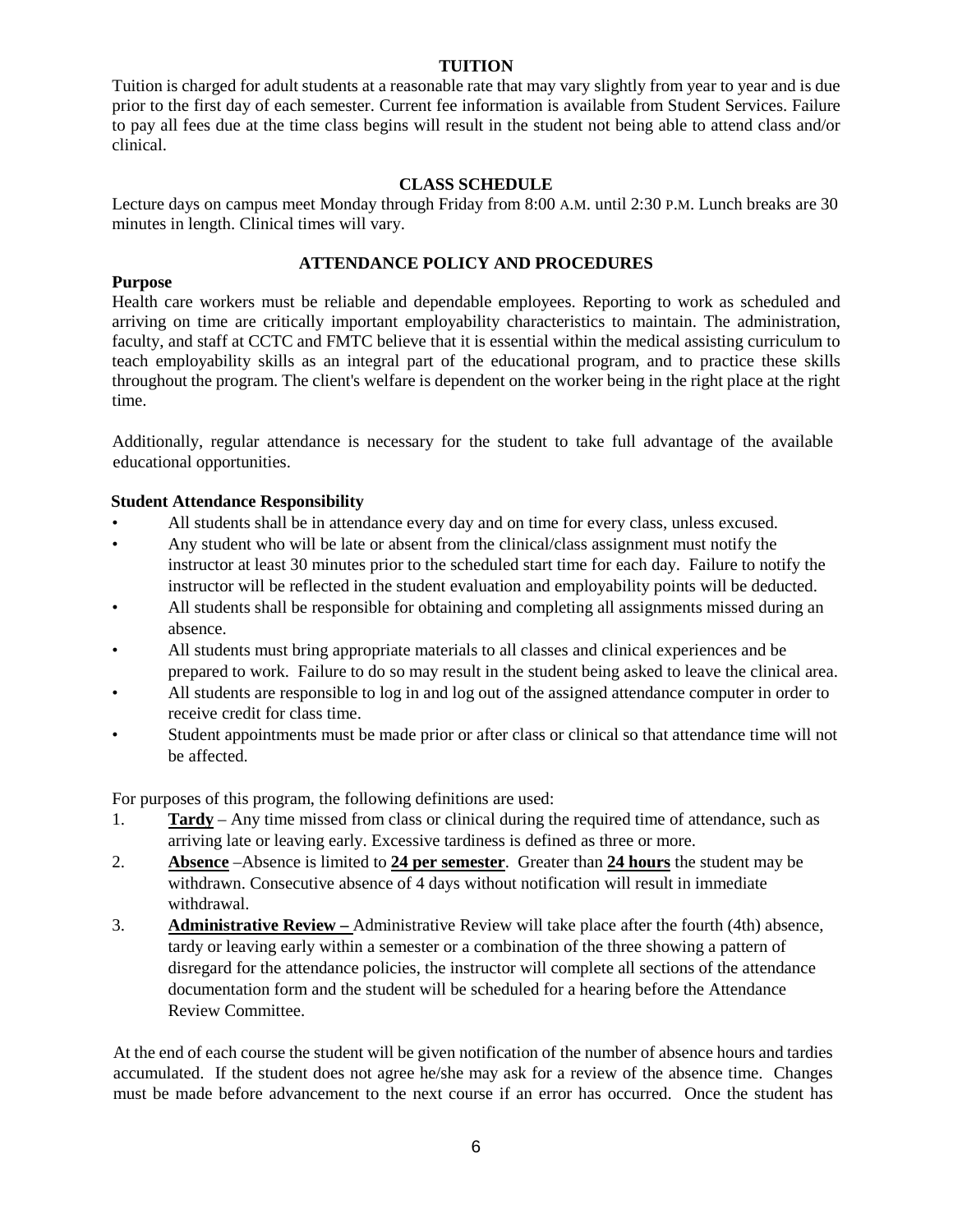## TUITION

Tuition is charged for adult students at a reasonable rate that may vary slightly from year to year and is due prior to the first day of each semester. Current fee information is available from Student Services. Failure to pay all fees due at the time class begins will result in the student not being able to attend class and/or clinical.

## CLASS SCHEDULE

Lecture days on campus meet Monday through Friday from 8:00 A.M. until 2:30 P.M. Lunch breaks are 30 minutes in length. Clinical times will vary.

## ATTENDANCE POLICY AND PROCEDURES

### Purpose

Health care workers must be reliable and dependable employees. Reporting to work as scheduled and arriving on time are critically important employability characteristics to maintain. The administration, faculty, and staff at CCTC and FMTC believe that it is essential within the medical assisting curriculum to teach employability skills as an integral part of the educational program, and to practice these skills throughout the program. The client's welfare is dependent on the worker being in the right place at the right time.

Additionally, regular attendance is necessary for the student to take full advantage of the available educational opportunities.

### Student Attendance Responsibility

- All students shall be in attendance every day and on time for every class, unless excused.
- Any student who will be late or absent from the clinical/class assignment must notify the instructor at least 30 minutes prior to the scheduled start time for each day. Failure to notify the instructor will be reflected in the student evaluation and employability points will be deducted.
- All students shall be responsible for obtaining and completing all assignments missed during an absence.
- All students must bring appropriate materials to all classes and clinical experiences and be prepared to work. Failure to do so may result in the student being asked to leave the clinical area.
- All students are responsible to log in and log out of the assigned attendance computer in order to receive credit for class time.
- Student appointments must be made prior or after class or clinical so that attendance time will not be affected.

For purposes of this program, the following definitions are used:

1. **<u>Tardy</u>** – Any time missed from class or clinical during the required time of attendance, such as arriving late or leaving early. Excessive tardiness is defined as three or more.
2. **<u>Absence</u>** –Absence is limited to **<u>24 per semester</u>**. Greater than **<u>24 hours</u>** the student may be withdrawn. Consecutive absence of 4 days without notification will result in immediate withdrawal.
3. **<u>Administrative Review –</u>** Administrative Review will take place after the fourth (4th) absence, tardy or leaving early within a semester or a combination of the three showing a pattern of disregard for the attendance policies, the instructor will complete all sections of the attendance documentation form and the student will be scheduled for a hearing before the Attendance Review Committee.

At the end of each course the student will be given notification of the number of absence hours and tardies accumulated. If the student does not agree he/she may ask for a review of the absence time. Changes must be made before advancement to the next course if an error has occurred. Once the student has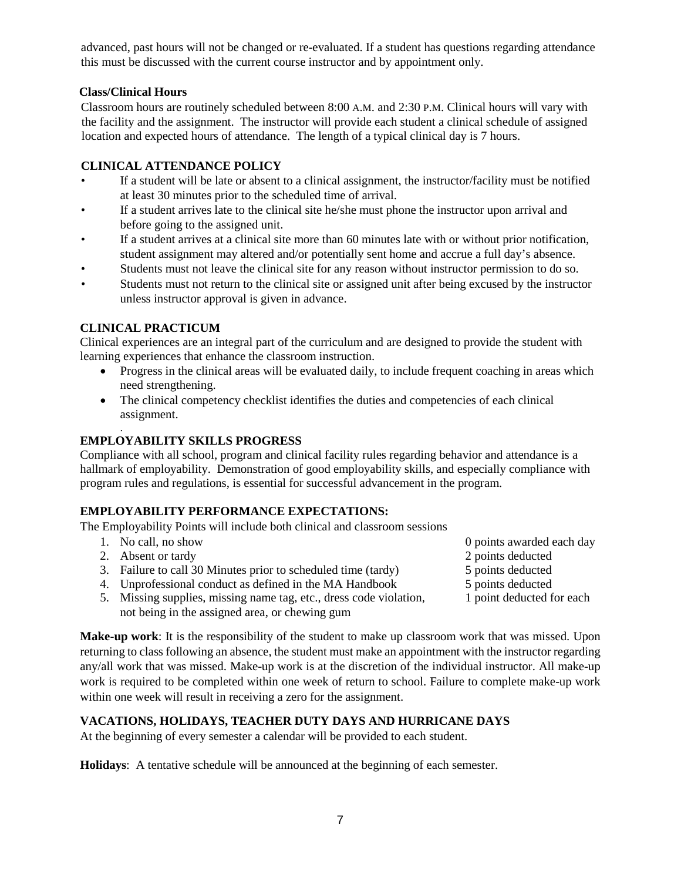advanced, past hours will not be changed or re-evaluated. If a student has questions regarding attendance this must be discussed with the current course instructor and by appointment only.

**Class/Clinical Hours**

Classroom hours are routinely scheduled between 8:00 A.M. and 2:30 P.M. Clinical hours will vary with the facility and the assignment. The instructor will provide each student a clinical schedule of assigned location and expected hours of attendance. The length of a typical clinical day is 7 hours.

**CLINICAL ATTENDANCE POLICY**

- If a student will be late or absent to a clinical assignment, the instructor/facility must be notified at least 30 minutes prior to the scheduled time of arrival.
- If a student arrives late to the clinical site he/she must phone the instructor upon arrival and before going to the assigned unit.
- If a student arrives at a clinical site more than 60 minutes late with or without prior notification, student assignment may altered and/or potentially sent home and accrue a full day's absence.
- Students must not leave the clinical site for any reason without instructor permission to do so.
- Students must not return to the clinical site or assigned unit after being excused by the instructor unless instructor approval is given in advance.

**CLINICAL PRACTICUM**

Clinical experiences are an integral part of the curriculum and are designed to provide the student with learning experiences that enhance the classroom instruction.

- Progress in the clinical areas will be evaluated daily, to include frequent coaching in areas which need strengthening.
- The clinical competency checklist identifies the duties and competencies of each clinical assignment.

**EMPLOYABILITY SKILLS PROGRESS**

Compliance with all school, program and clinical facility rules regarding behavior and attendance is a hallmark of employability. Demonstration of good employability skills, and especially compliance with program rules and regulations, is essential for successful advancement in the program.

**EMPLOYABILITY PERFORMANCE EXPECTATIONS:**

The Employability Points will include both clinical and classroom sessions

1. No call, no show — 0 points awarded each day
2. Absent or tardy — 2 points deducted
3. Failure to call 30 Minutes prior to scheduled time (tardy) — 5 points deducted
4. Unprofessional conduct as defined in the MA Handbook — 5 points deducted
5. Missing supplies, missing name tag, etc., dress code violation, not being in the assigned area, or chewing gum — 1 point deducted for each

**Make-up work**: It is the responsibility of the student to make up classroom work that was missed. Upon returning to class following an absence, the student must make an appointment with the instructor regarding any/all work that was missed. Make-up work is at the discretion of the individual instructor. All make-up work is required to be completed within one week of return to school. Failure to complete make-up work within one week will result in receiving a zero for the assignment.

**VACATIONS, HOLIDAYS, TEACHER DUTY DAYS AND HURRICANE DAYS**

At the beginning of every semester a calendar will be provided to each student.

**Holidays**: A tentative schedule will be announced at the beginning of each semester.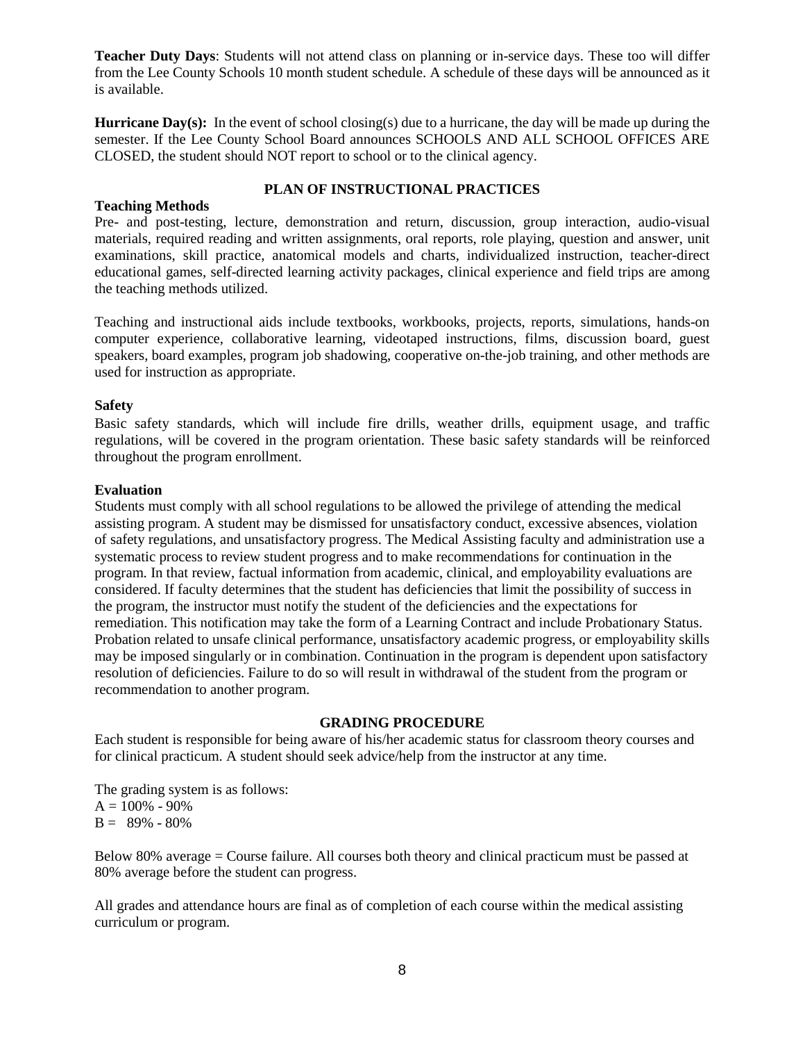**Teacher Duty Days**: Students will not attend class on planning or in-service days. These too will differ from the Lee County Schools 10 month student schedule. A schedule of these days will be announced as it is available.

**Hurricane Day(s):** In the event of school closing(s) due to a hurricane, the day will be made up during the semester. If the Lee County School Board announces SCHOOLS AND ALL SCHOOL OFFICES ARE CLOSED, the student should NOT report to school or to the clinical agency.

## PLAN OF INSTRUCTIONAL PRACTICES

**Teaching Methods**

Pre- and post-testing, lecture, demonstration and return, discussion, group interaction, audio-visual materials, required reading and written assignments, oral reports, role playing, question and answer, unit examinations, skill practice, anatomical models and charts, individualized instruction, teacher-direct educational games, self-directed learning activity packages, clinical experience and field trips are among the teaching methods utilized.

Teaching and instructional aids include textbooks, workbooks, projects, reports, simulations, hands-on computer experience, collaborative learning, videotaped instructions, films, discussion board, guest speakers, board examples, program job shadowing, cooperative on-the-job training, and other methods are used for instruction as appropriate.

**Safety**

Basic safety standards, which will include fire drills, weather drills, equipment usage, and traffic regulations, will be covered in the program orientation. These basic safety standards will be reinforced throughout the program enrollment.

**Evaluation**

Students must comply with all school regulations to be allowed the privilege of attending the medical assisting program. A student may be dismissed for unsatisfactory conduct, excessive absences, violation of safety regulations, and unsatisfactory progress. The Medical Assisting faculty and administration use a systematic process to review student progress and to make recommendations for continuation in the program. In that review, factual information from academic, clinical, and employability evaluations are considered. If faculty determines that the student has deficiencies that limit the possibility of success in the program, the instructor must notify the student of the deficiencies and the expectations for remediation. This notification may take the form of a Learning Contract and include Probationary Status. Probation related to unsafe clinical performance, unsatisfactory academic progress, or employability skills may be imposed singularly or in combination. Continuation in the program is dependent upon satisfactory resolution of deficiencies. Failure to do so will result in withdrawal of the student from the program or recommendation to another program.

## GRADING PROCEDURE

Each student is responsible for being aware of his/her academic status for classroom theory courses and for clinical practicum. A student should seek advice/help from the instructor at any time.

The grading system is as follows:
A = 100% - 90%
B = 89% - 80%

Below 80% average = Course failure. All courses both theory and clinical practicum must be passed at 80% average before the student can progress.

All grades and attendance hours are final as of completion of each course within the medical assisting curriculum or program.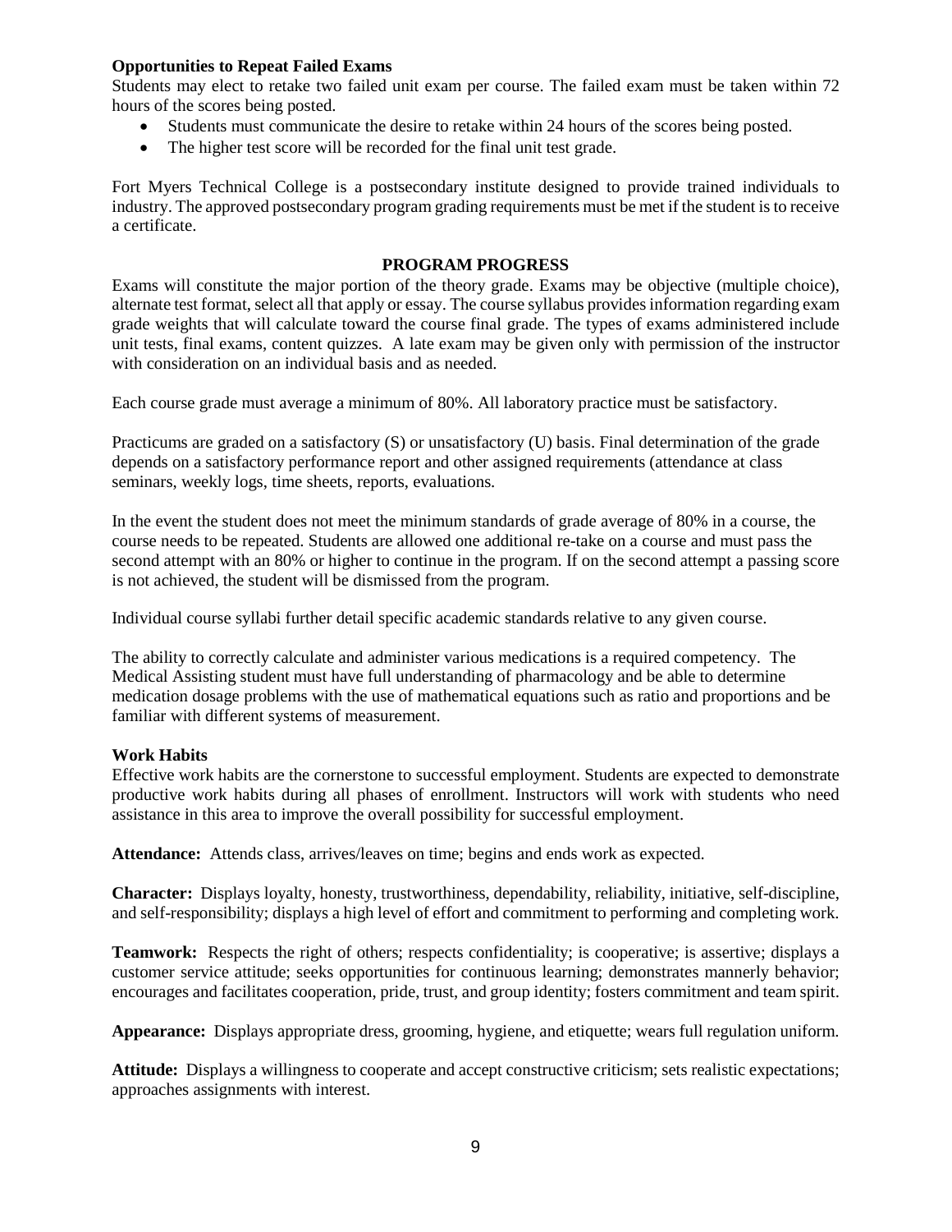**Opportunities to Repeat Failed Exams**

Students may elect to retake two failed unit exam per course. The failed exam must be taken within 72 hours of the scores being posted.

- Students must communicate the desire to retake within 24 hours of the scores being posted.
- The higher test score will be recorded for the final unit test grade.

Fort Myers Technical College is a postsecondary institute designed to provide trained individuals to industry. The approved postsecondary program grading requirements must be met if the student is to receive a certificate.

## PROGRAM PROGRESS

Exams will constitute the major portion of the theory grade. Exams may be objective (multiple choice), alternate test format, select all that apply or essay. The course syllabus provides information regarding exam grade weights that will calculate toward the course final grade. The types of exams administered include unit tests, final exams, content quizzes. A late exam may be given only with permission of the instructor with consideration on an individual basis and as needed.

Each course grade must average a minimum of 80%. All laboratory practice must be satisfactory.

Practicums are graded on a satisfactory (S) or unsatisfactory (U) basis. Final determination of the grade depends on a satisfactory performance report and other assigned requirements (attendance at class seminars, weekly logs, time sheets, reports, evaluations.

In the event the student does not meet the minimum standards of grade average of 80% in a course, the course needs to be repeated. Students are allowed one additional re-take on a course and must pass the second attempt with an 80% or higher to continue in the program. If on the second attempt a passing score is not achieved, the student will be dismissed from the program.

Individual course syllabi further detail specific academic standards relative to any given course.

The ability to correctly calculate and administer various medications is a required competency. The Medical Assisting student must have full understanding of pharmacology and be able to determine medication dosage problems with the use of mathematical equations such as ratio and proportions and be familiar with different systems of measurement.

**Work Habits**

Effective work habits are the cornerstone to successful employment. Students are expected to demonstrate productive work habits during all phases of enrollment. Instructors will work with students who need assistance in this area to improve the overall possibility for successful employment.

**Attendance:** Attends class, arrives/leaves on time; begins and ends work as expected.

**Character:** Displays loyalty, honesty, trustworthiness, dependability, reliability, initiative, self-discipline, and self-responsibility; displays a high level of effort and commitment to performing and completing work.

**Teamwork:** Respects the right of others; respects confidentiality; is cooperative; is assertive; displays a customer service attitude; seeks opportunities for continuous learning; demonstrates mannerly behavior; encourages and facilitates cooperation, pride, trust, and group identity; fosters commitment and team spirit.

**Appearance:** Displays appropriate dress, grooming, hygiene, and etiquette; wears full regulation uniform.

**Attitude:** Displays a willingness to cooperate and accept constructive criticism; sets realistic expectations; approaches assignments with interest.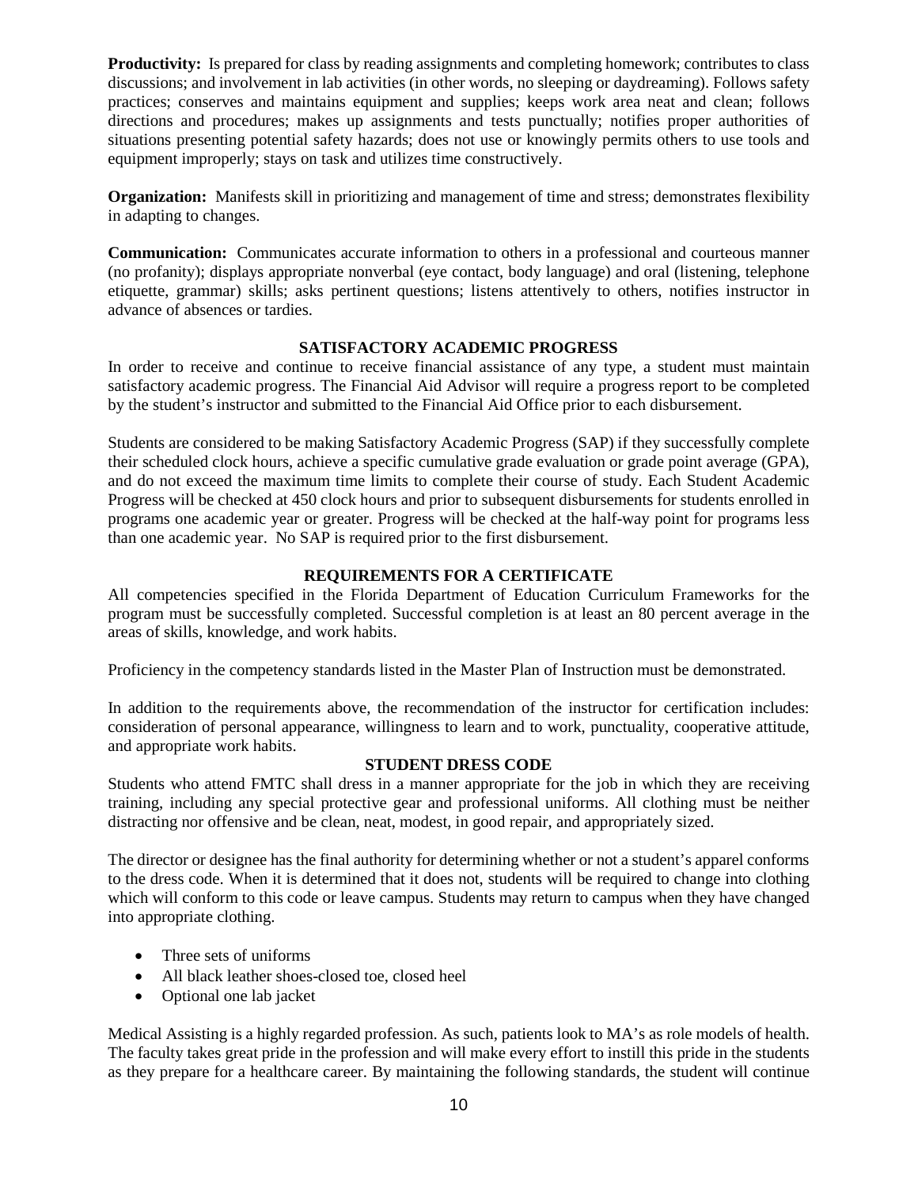**Productivity:** Is prepared for class by reading assignments and completing homework; contributes to class discussions; and involvement in lab activities (in other words, no sleeping or daydreaming). Follows safety practices; conserves and maintains equipment and supplies; keeps work area neat and clean; follows directions and procedures; makes up assignments and tests punctually; notifies proper authorities of situations presenting potential safety hazards; does not use or knowingly permits others to use tools and equipment improperly; stays on task and utilizes time constructively.

**Organization:** Manifests skill in prioritizing and management of time and stress; demonstrates flexibility in adapting to changes.

**Communication:** Communicates accurate information to others in a professional and courteous manner (no profanity); displays appropriate nonverbal (eye contact, body language) and oral (listening, telephone etiquette, grammar) skills; asks pertinent questions; listens attentively to others, notifies instructor in advance of absences or tardies.

## SATISFACTORY ACADEMIC PROGRESS

In order to receive and continue to receive financial assistance of any type, a student must maintain satisfactory academic progress. The Financial Aid Advisor will require a progress report to be completed by the student's instructor and submitted to the Financial Aid Office prior to each disbursement.

Students are considered to be making Satisfactory Academic Progress (SAP) if they successfully complete their scheduled clock hours, achieve a specific cumulative grade evaluation or grade point average (GPA), and do not exceed the maximum time limits to complete their course of study. Each Student Academic Progress will be checked at 450 clock hours and prior to subsequent disbursements for students enrolled in programs one academic year or greater. Progress will be checked at the half-way point for programs less than one academic year. No SAP is required prior to the first disbursement.

## REQUIREMENTS FOR A CERTIFICATE

All competencies specified in the Florida Department of Education Curriculum Frameworks for the program must be successfully completed. Successful completion is at least an 80 percent average in the areas of skills, knowledge, and work habits.

Proficiency in the competency standards listed in the Master Plan of Instruction must be demonstrated.

In addition to the requirements above, the recommendation of the instructor for certification includes: consideration of personal appearance, willingness to learn and to work, punctuality, cooperative attitude, and appropriate work habits.

## STUDENT DRESS CODE

Students who attend FMTC shall dress in a manner appropriate for the job in which they are receiving training, including any special protective gear and professional uniforms. All clothing must be neither distracting nor offensive and be clean, neat, modest, in good repair, and appropriately sized.

The director or designee has the final authority for determining whether or not a student's apparel conforms to the dress code. When it is determined that it does not, students will be required to change into clothing which will conform to this code or leave campus. Students may return to campus when they have changed into appropriate clothing.

- Three sets of uniforms
- All black leather shoes-closed toe, closed heel
- Optional one lab jacket

Medical Assisting is a highly regarded profession. As such, patients look to MA's as role models of health. The faculty takes great pride in the profession and will make every effort to instill this pride in the students as they prepare for a healthcare career. By maintaining the following standards, the student will continue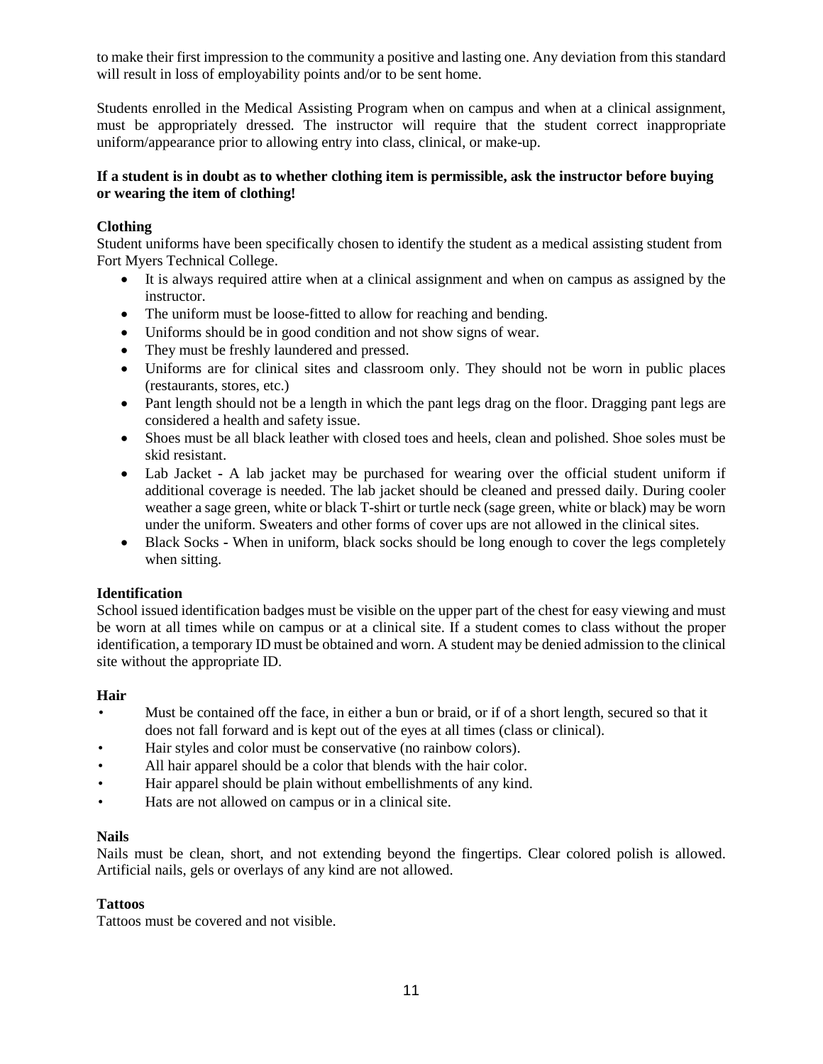to make their first impression to the community a positive and lasting one. Any deviation from this standard will result in loss of employability points and/or to be sent home.

Students enrolled in the Medical Assisting Program when on campus and when at a clinical assignment, must be appropriately dressed. The instructor will require that the student correct inappropriate uniform/appearance prior to allowing entry into class, clinical, or make-up.

**If a student is in doubt as to whether clothing item is permissible, ask the instructor before buying or wearing the item of clothing!**

**Clothing**

Student uniforms have been specifically chosen to identify the student as a medical assisting student from Fort Myers Technical College.

- It is always required attire when at a clinical assignment and when on campus as assigned by the instructor.
- The uniform must be loose-fitted to allow for reaching and bending.
- Uniforms should be in good condition and not show signs of wear.
- They must be freshly laundered and pressed.
- Uniforms are for clinical sites and classroom only. They should not be worn in public places (restaurants, stores, etc.)
- Pant length should not be a length in which the pant legs drag on the floor. Dragging pant legs are considered a health and safety issue.
- Shoes must be all black leather with closed toes and heels, clean and polished. Shoe soles must be skid resistant.
- Lab Jacket - A lab jacket may be purchased for wearing over the official student uniform if additional coverage is needed. The lab jacket should be cleaned and pressed daily. During cooler weather a sage green, white or black T-shirt or turtle neck (sage green, white or black) may be worn under the uniform. Sweaters and other forms of cover ups are not allowed in the clinical sites.
- Black Socks - When in uniform, black socks should be long enough to cover the legs completely when sitting.

**Identification**

School issued identification badges must be visible on the upper part of the chest for easy viewing and must be worn at all times while on campus or at a clinical site. If a student comes to class without the proper identification, a temporary ID must be obtained and worn. A student may be denied admission to the clinical site without the appropriate ID.

**Hair**

- Must be contained off the face, in either a bun or braid, or if of a short length, secured so that it does not fall forward and is kept out of the eyes at all times (class or clinical).
- Hair styles and color must be conservative (no rainbow colors).
- All hair apparel should be a color that blends with the hair color.
- Hair apparel should be plain without embellishments of any kind.
- Hats are not allowed on campus or in a clinical site.

**Nails**

Nails must be clean, short, and not extending beyond the fingertips. Clear colored polish is allowed. Artificial nails, gels or overlays of any kind are not allowed.

**Tattoos**

Tattoos must be covered and not visible.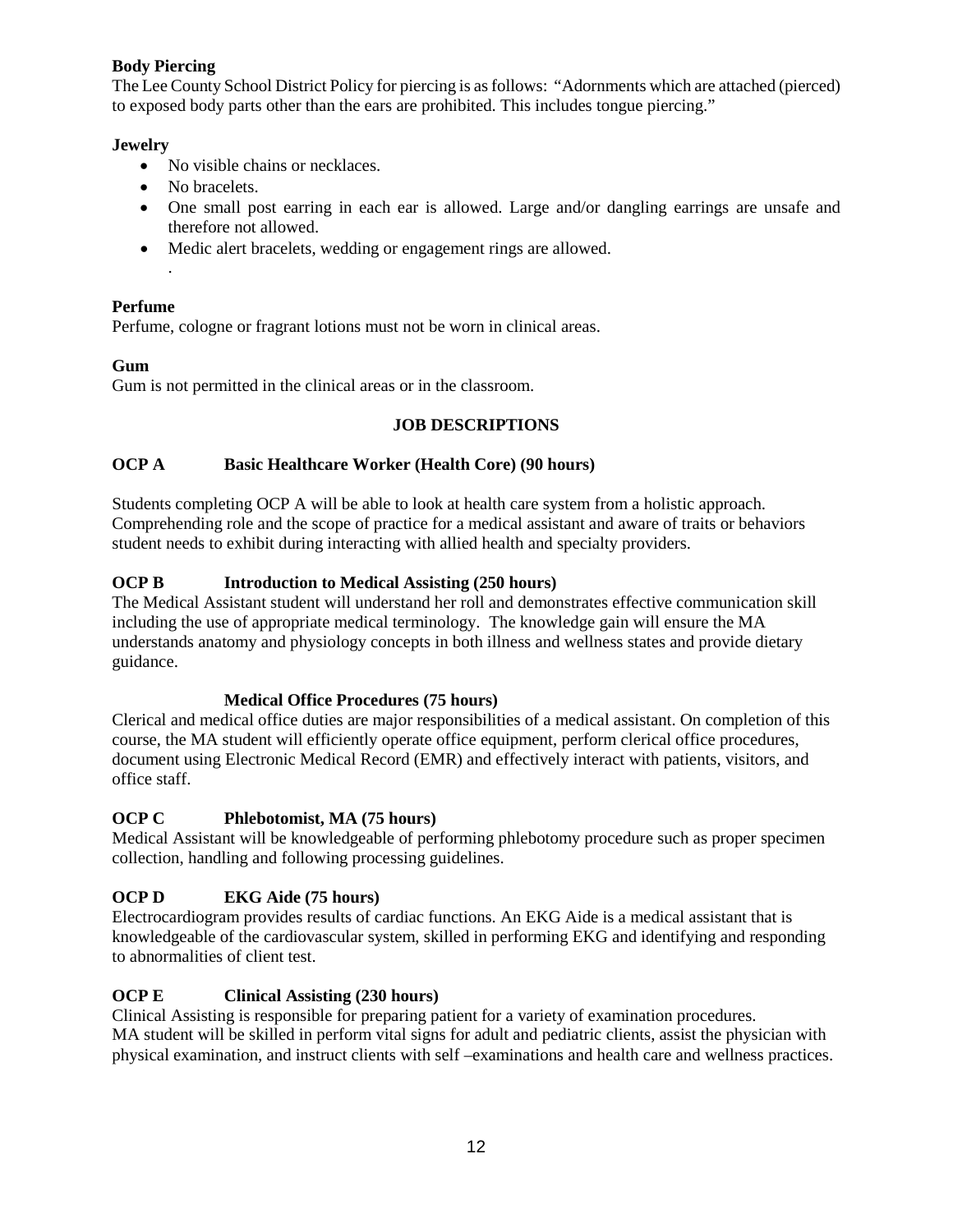**Body Piercing**

The Lee County School District Policy for piercing is as follows: "Adornments which are attached (pierced) to exposed body parts other than the ears are prohibited. This includes tongue piercing."

**Jewelry**

- No visible chains or necklaces.
- No bracelets.
- One small post earring in each ear is allowed. Large and/or dangling earrings are unsafe and therefore not allowed.
- Medic alert bracelets, wedding or engagement rings are allowed.

**Perfume**

Perfume, cologne or fragrant lotions must not be worn in clinical areas.

**Gum**

Gum is not permitted in the clinical areas or in the classroom.

## JOB DESCRIPTIONS

**OCP A Basic Healthcare Worker (Health Core) (90 hours)**

Students completing OCP A will be able to look at health care system from a holistic approach. Comprehending role and the scope of practice for a medical assistant and aware of traits or behaviors student needs to exhibit during interacting with allied health and specialty providers.

**OCP B Introduction to Medical Assisting (250 hours)**

The Medical Assistant student will understand her roll and demonstrates effective communication skill including the use of appropriate medical terminology. The knowledge gain will ensure the MA understands anatomy and physiology concepts in both illness and wellness states and provide dietary guidance.

**Medical Office Procedures (75 hours)**

Clerical and medical office duties are major responsibilities of a medical assistant. On completion of this course, the MA student will efficiently operate office equipment, perform clerical office procedures, document using Electronic Medical Record (EMR) and effectively interact with patients, visitors, and office staff.

**OCP C Phlebotomist, MA (75 hours)**

Medical Assistant will be knowledgeable of performing phlebotomy procedure such as proper specimen collection, handling and following processing guidelines.

**OCP D EKG Aide (75 hours)**

Electrocardiogram provides results of cardiac functions. An EKG Aide is a medical assistant that is knowledgeable of the cardiovascular system, skilled in performing EKG and identifying and responding to abnormalities of client test.

**OCP E Clinical Assisting (230 hours)**

Clinical Assisting is responsible for preparing patient for a variety of examination procedures. MA student will be skilled in perform vital signs for adult and pediatric clients, assist the physician with physical examination, and instruct clients with self –examinations and health care and wellness practices.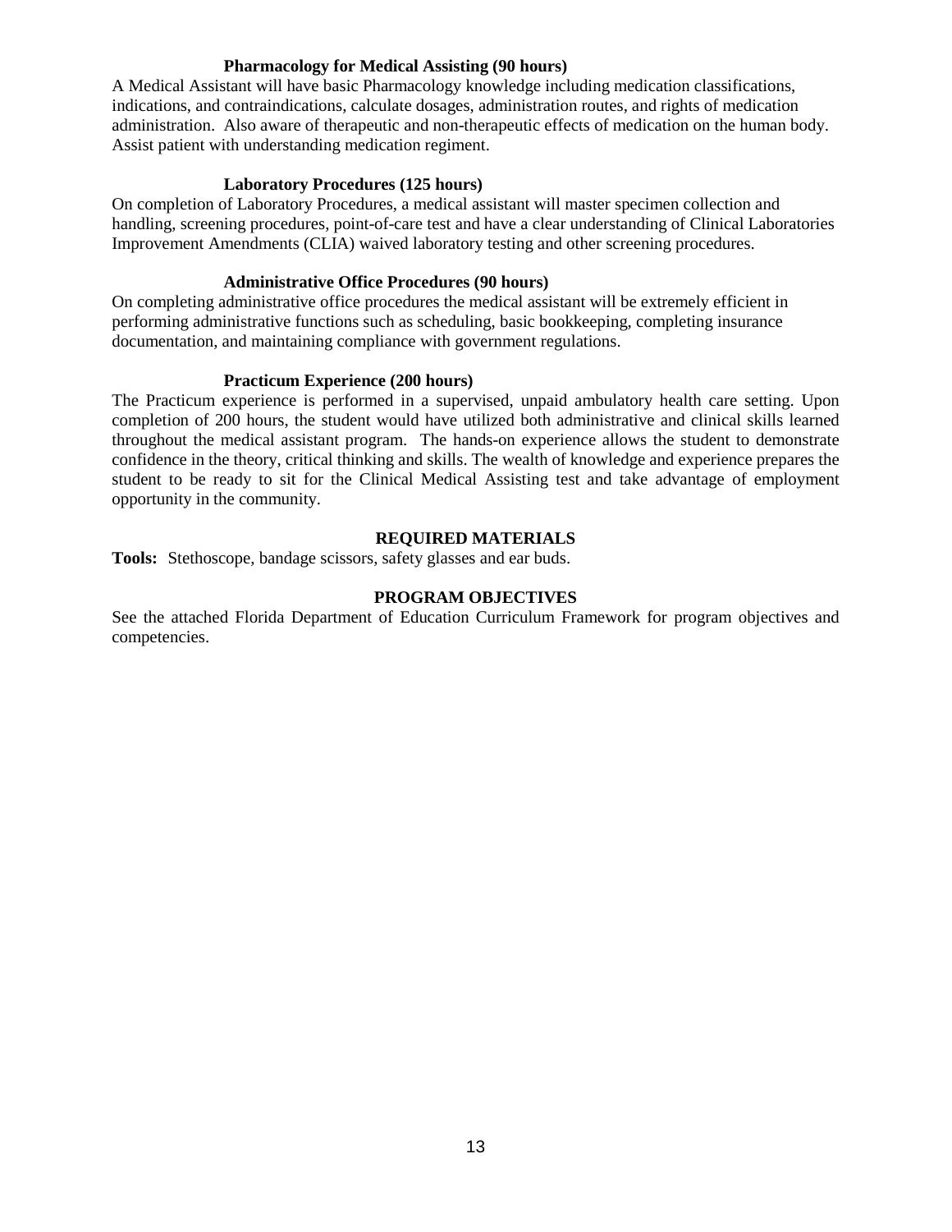### Pharmacology for Medical Assisting (90 hours)

A Medical Assistant will have basic Pharmacology knowledge including medication classifications, indications, and contraindications, calculate dosages, administration routes, and rights of medication administration. Also aware of therapeutic and non-therapeutic effects of medication on the human body. Assist patient with understanding medication regiment.

### Laboratory Procedures (125 hours)

On completion of Laboratory Procedures, a medical assistant will master specimen collection and handling, screening procedures, point-of-care test and have a clear understanding of Clinical Laboratories Improvement Amendments (CLIA) waived laboratory testing and other screening procedures.

### Administrative Office Procedures (90 hours)

On completing administrative office procedures the medical assistant will be extremely efficient in performing administrative functions such as scheduling, basic bookkeeping, completing insurance documentation, and maintaining compliance with government regulations.

### Practicum Experience (200 hours)

The Practicum experience is performed in a supervised, unpaid ambulatory health care setting. Upon completion of 200 hours, the student would have utilized both administrative and clinical skills learned throughout the medical assistant program. The hands-on experience allows the student to demonstrate confidence in the theory, critical thinking and skills. The wealth of knowledge and experience prepares the student to be ready to sit for the Clinical Medical Assisting test and take advantage of employment opportunity in the community.

## REQUIRED MATERIALS

**Tools:** Stethoscope, bandage scissors, safety glasses and ear buds.

## PROGRAM OBJECTIVES

See the attached Florida Department of Education Curriculum Framework for program objectives and competencies.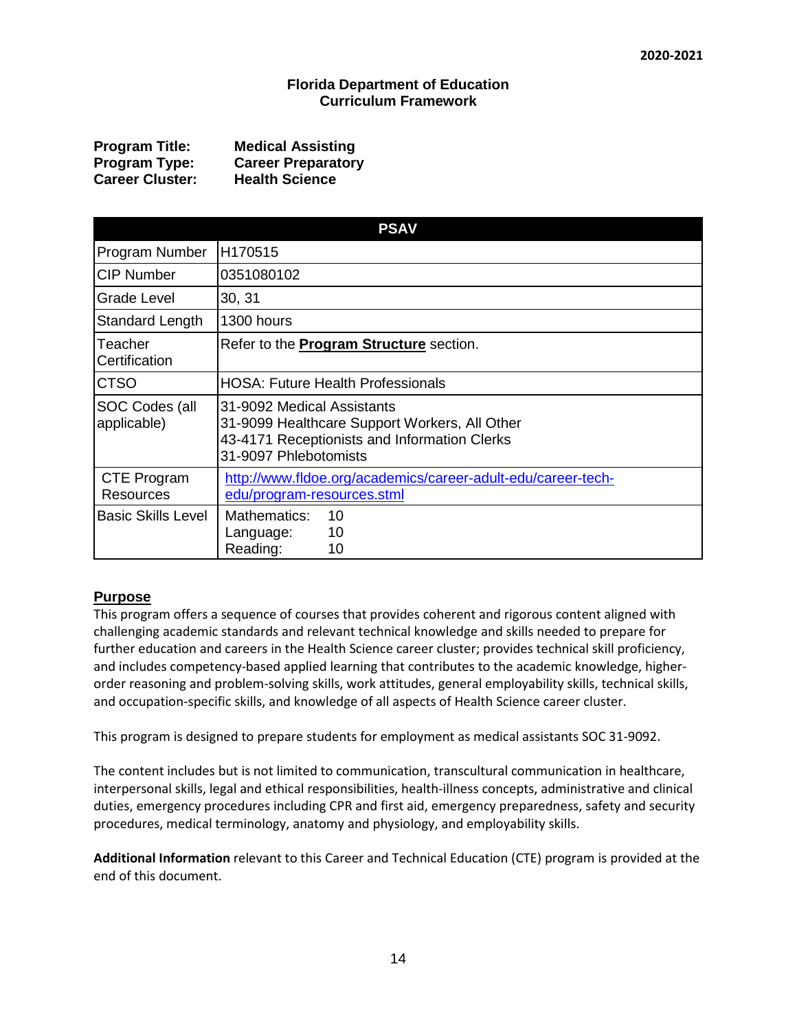**2020-2021**

**Florida Department of Education**
**Curriculum Framework**

**Program Title:** **Medical Assisting**
**Program Type:** **Career Preparatory**
**Career Cluster:** **Health Science**

| PSAV | |
|---|---|
| Program Number | H170515 |
| CIP Number | 0351080102 |
| Grade Level | 30, 31 |
| Standard Length | 1300 hours |
| Teacher Certification | Refer to the **Program Structure** section. |
| CTSO | HOSA: Future Health Professionals |
| SOC Codes (all applicable) | 31-9092 Medical Assistants<br>31-9099 Healthcare Support Workers, All Other<br>43-4171 Receptionists and Information Clerks<br>31-9097 Phlebotomists |
| CTE Program Resources | http://www.fldoe.org/academics/career-adult-edu/career-tech-edu/program-resources.stml |
| Basic Skills Level | Mathematics: 10<br>Language: 10<br>Reading: 10 |

## Purpose

This program offers a sequence of courses that provides coherent and rigorous content aligned with challenging academic standards and relevant technical knowledge and skills needed to prepare for further education and careers in the Health Science career cluster; provides technical skill proficiency, and includes competency-based applied learning that contributes to the academic knowledge, higher-order reasoning and problem-solving skills, work attitudes, general employability skills, technical skills, and occupation-specific skills, and knowledge of all aspects of Health Science career cluster.

This program is designed to prepare students for employment as medical assistants SOC 31-9092.

The content includes but is not limited to communication, transcultural communication in healthcare, interpersonal skills, legal and ethical responsibilities, health-illness concepts, administrative and clinical duties, emergency procedures including CPR and first aid, emergency preparedness, safety and security procedures, medical terminology, anatomy and physiology, and employability skills.

**Additional Information** relevant to this Career and Technical Education (CTE) program is provided at the end of this document.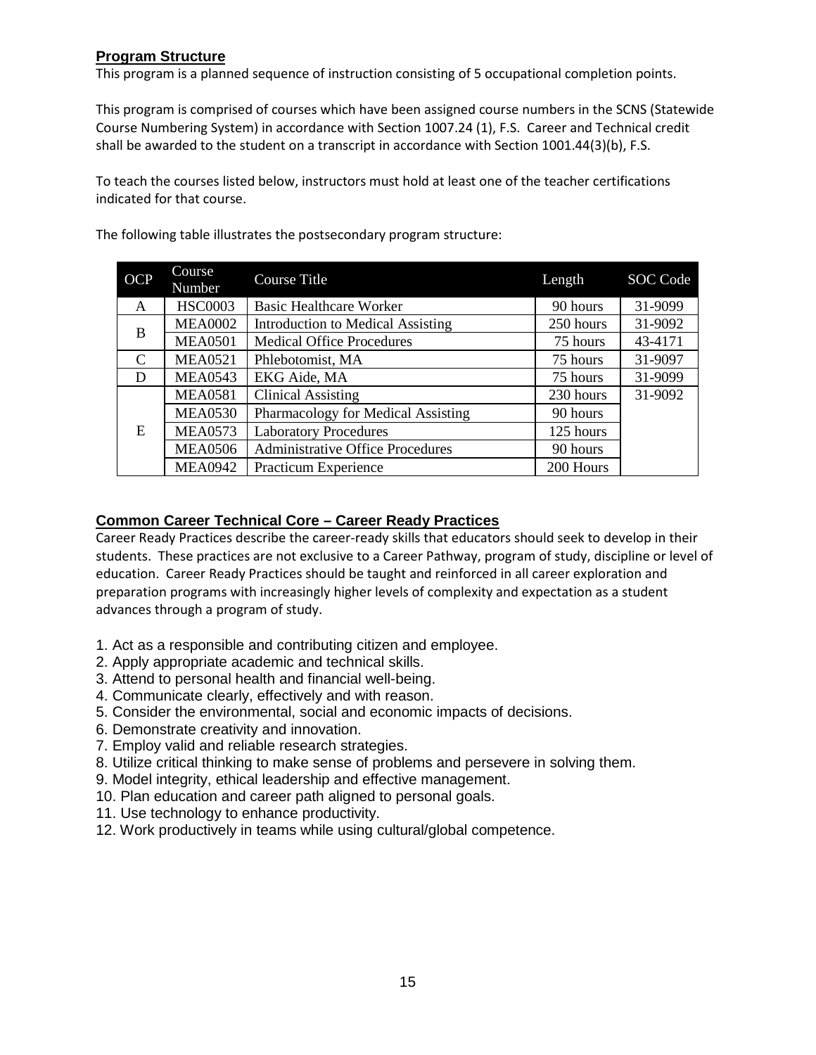## Program Structure

This program is a planned sequence of instruction consisting of 5 occupational completion points.

This program is comprised of courses which have been assigned course numbers in the SCNS (Statewide Course Numbering System) in accordance with Section 1007.24 (1), F.S. Career and Technical credit shall be awarded to the student on a transcript in accordance with Section 1001.44(3)(b), F.S.

To teach the courses listed below, instructors must hold at least one of the teacher certifications indicated for that course.

The following table illustrates the postsecondary program structure:

| OCP | Course Number | Course Title | Length | SOC Code |
|---|---|---|---|---|
| A | HSC0003 | Basic Healthcare Worker | 90 hours | 31-9099 |
| B | MEA0002 | Introduction to Medical Assisting | 250 hours | 31-9092 |
| | MEA0501 | Medical Office Procedures | 75 hours | 43-4171 |
| C | MEA0521 | Phlebotomist, MA | 75 hours | 31-9097 |
| D | MEA0543 | EKG Aide, MA | 75 hours | 31-9099 |
| E | MEA0581 | Clinical Assisting | 230 hours | 31-9092 |
| | MEA0530 | Pharmacology for Medical Assisting | 90 hours | |
| | MEA0573 | Laboratory Procedures | 125 hours | |
| | MEA0506 | Administrative Office Procedures | 90 hours | |
| | MEA0942 | Practicum Experience | 200 Hours | |

## Common Career Technical Core – Career Ready Practices

Career Ready Practices describe the career-ready skills that educators should seek to develop in their students. These practices are not exclusive to a Career Pathway, program of study, discipline or level of education. Career Ready Practices should be taught and reinforced in all career exploration and preparation programs with increasingly higher levels of complexity and expectation as a student advances through a program of study.

1. Act as a responsible and contributing citizen and employee.
2. Apply appropriate academic and technical skills.
3. Attend to personal health and financial well-being.
4. Communicate clearly, effectively and with reason.
5. Consider the environmental, social and economic impacts of decisions.
6. Demonstrate creativity and innovation.
7. Employ valid and reliable research strategies.
8. Utilize critical thinking to make sense of problems and persevere in solving them.
9. Model integrity, ethical leadership and effective management.
10. Plan education and career path aligned to personal goals.
11. Use technology to enhance productivity.
12. Work productively in teams while using cultural/global competence.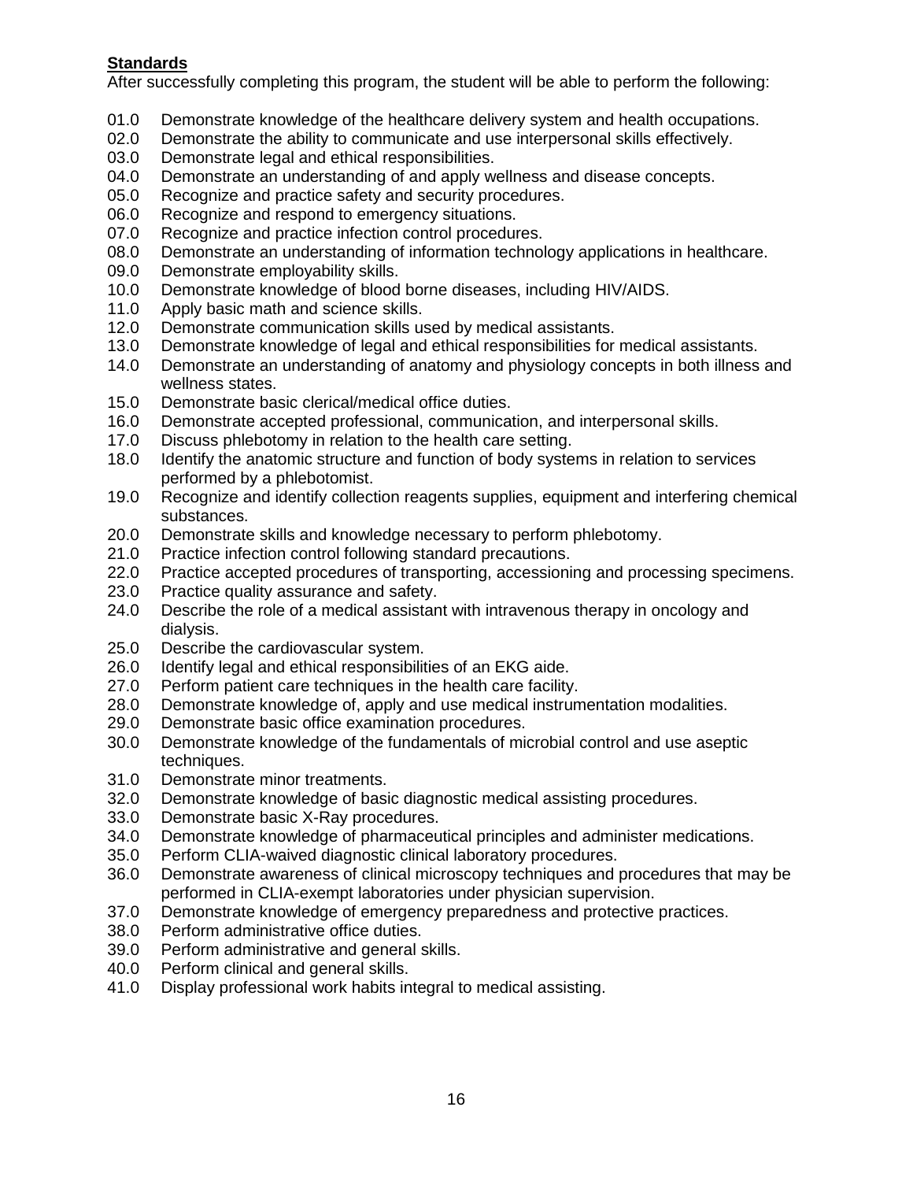**Standards**

After successfully completing this program, the student will be able to perform the following:

01.0 Demonstrate knowledge of the healthcare delivery system and health occupations.
02.0 Demonstrate the ability to communicate and use interpersonal skills effectively.
03.0 Demonstrate legal and ethical responsibilities.
04.0 Demonstrate an understanding of and apply wellness and disease concepts.
05.0 Recognize and practice safety and security procedures.
06.0 Recognize and respond to emergency situations.
07.0 Recognize and practice infection control procedures.
08.0 Demonstrate an understanding of information technology applications in healthcare.
09.0 Demonstrate employability skills.
10.0 Demonstrate knowledge of blood borne diseases, including HIV/AIDS.
11.0 Apply basic math and science skills.
12.0 Demonstrate communication skills used by medical assistants.
13.0 Demonstrate knowledge of legal and ethical responsibilities for medical assistants.
14.0 Demonstrate an understanding of anatomy and physiology concepts in both illness and wellness states.
15.0 Demonstrate basic clerical/medical office duties.
16.0 Demonstrate accepted professional, communication, and interpersonal skills.
17.0 Discuss phlebotomy in relation to the health care setting.
18.0 Identify the anatomic structure and function of body systems in relation to services performed by a phlebotomist.
19.0 Recognize and identify collection reagents supplies, equipment and interfering chemical substances.
20.0 Demonstrate skills and knowledge necessary to perform phlebotomy.
21.0 Practice infection control following standard precautions.
22.0 Practice accepted procedures of transporting, accessioning and processing specimens.
23.0 Practice quality assurance and safety.
24.0 Describe the role of a medical assistant with intravenous therapy in oncology and dialysis.
25.0 Describe the cardiovascular system.
26.0 Identify legal and ethical responsibilities of an EKG aide.
27.0 Perform patient care techniques in the health care facility.
28.0 Demonstrate knowledge of, apply and use medical instrumentation modalities.
29.0 Demonstrate basic office examination procedures.
30.0 Demonstrate knowledge of the fundamentals of microbial control and use aseptic techniques.
31.0 Demonstrate minor treatments.
32.0 Demonstrate knowledge of basic diagnostic medical assisting procedures.
33.0 Demonstrate basic X-Ray procedures.
34.0 Demonstrate knowledge of pharmaceutical principles and administer medications.
35.0 Perform CLIA-waived diagnostic clinical laboratory procedures.
36.0 Demonstrate awareness of clinical microscopy techniques and procedures that may be performed in CLIA-exempt laboratories under physician supervision.
37.0 Demonstrate knowledge of emergency preparedness and protective practices.
38.0 Perform administrative office duties.
39.0 Perform administrative and general skills.
40.0 Perform clinical and general skills.
41.0 Display professional work habits integral to medical assisting.